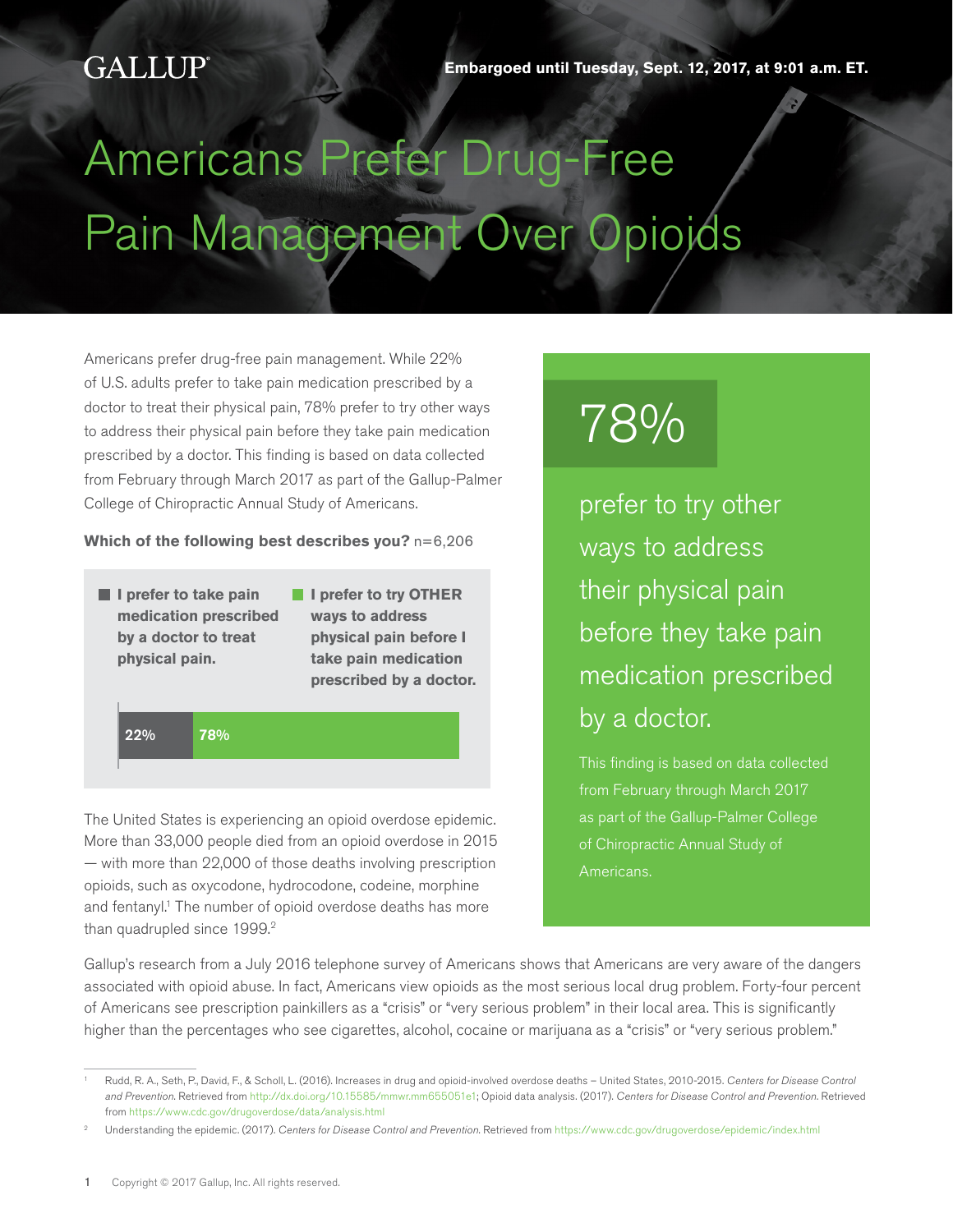GALLUP

**Embargoed until Tuesday, Sept. 12, 2017, at 9:01 a.m. ET.**

# Americans Prefer Drug-Free Pain Management Over Opioids

Americans prefer drug-free pain management. While 22% of U.S. adults prefer to take pain medication prescribed by a doctor to treat their physical pain, 78% prefer to try other ways to address their physical pain before they take pain medication prescribed by a doctor. This finding is based on data collected from February through March 2017 as part of the Gallup-Palmer College of Chiropractic Annual Study of Americans.

**Which of the following best describes you?** n=6,206

| Response | % |
|---|---|
| **I prefer to take pain medication prescribed by a doctor to treat physical pain.** | 22% |
| **I prefer to try OTHER ways to address physical pain before I take pain medication prescribed by a doctor.** | 78% |

> **78%**
>
> prefer to try other ways to address their physical pain before they take pain medication prescribed by a doctor.
>
> This finding is based on data collected from February through March 2017 as part of the Gallup-Palmer College of Chiropractic Annual Study of Americans.

The United States is experiencing an opioid overdose epidemic. More than 33,000 people died from an opioid overdose in 2015 — with more than 22,000 of those deaths involving prescription opioids, such as oxycodone, hydrocodone, codeine, morphine and fentanyl.[1] The number of opioid overdose deaths has more than quadrupled since 1999.[2]

Gallup's research from a July 2016 telephone survey of Americans shows that Americans are very aware of the dangers associated with opioid abuse. In fact, Americans view opioids as the most serious local drug problem. Forty-four percent of Americans see prescription painkillers as a "crisis" or "very serious problem" in their local area. This is significantly higher than the percentages who see cigarettes, alcohol, cocaine or marijuana as a "crisis" or "very serious problem."

---

[1] Rudd, R. A., Seth, P., David, F., & Scholl, L. (2016). Increases in drug and opioid-involved overdose deaths – United States, 2010-2015. *Centers for Disease Control and Prevention.* Retrieved from http://dx.doi.org/10.15585/mmwr.mm655051e1; Opioid data analysis. (2017). *Centers for Disease Control and Prevention.* Retrieved from https://www.cdc.gov/drugoverdose/data/analysis.html

[2] Understanding the epidemic. (2017). *Centers for Disease Control and Prevention.* Retrieved from https://www.cdc.gov/drugoverdose/epidemic/index.html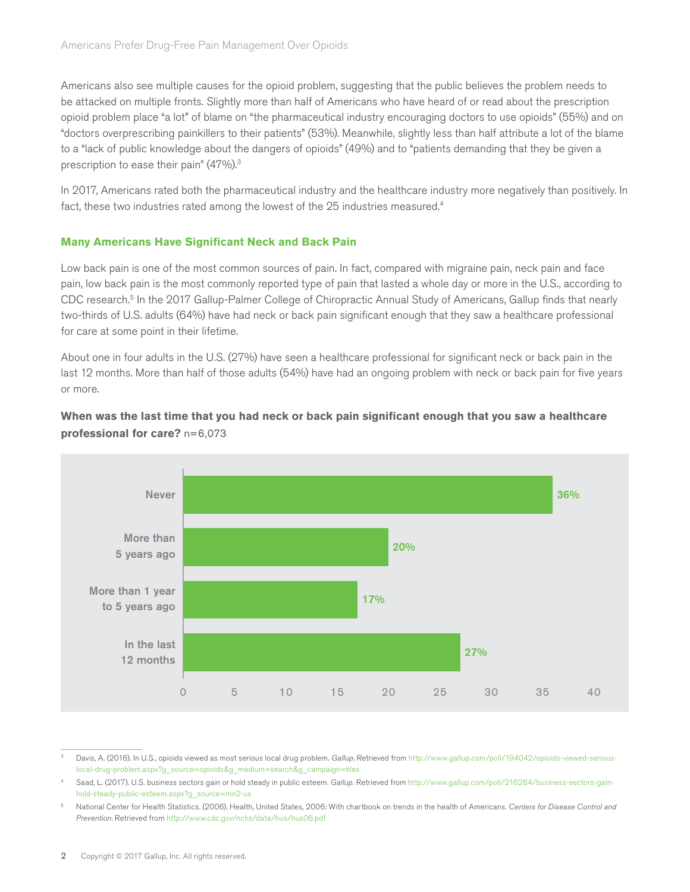Americans also see multiple causes for the opioid problem, suggesting that the public believes the problem needs to be attacked on multiple fronts. Slightly more than half of Americans who have heard of or read about the prescription opioid problem place "a lot" of blame on "the pharmaceutical industry encouraging doctors to use opioids" (55%) and on "doctors overprescribing painkillers to their patients" (53%). Meanwhile, slightly less than half attribute a lot of the blame to a "lack of public knowledge about the dangers of opioids" (49%) and to "patients demanding that they be given a prescription to ease their pain" (47%).[3]

In 2017, Americans rated both the pharmaceutical industry and the healthcare industry more negatively than positively. In fact, these two industries rated among the lowest of the 25 industries measured.[4]

### Many Americans Have Significant Neck and Back Pain

Low back pain is one of the most common sources of pain. In fact, compared with migraine pain, neck pain and face pain, low back pain is the most commonly reported type of pain that lasted a whole day or more in the U.S., according to CDC research.[5] In the 2017 Gallup-Palmer College of Chiropractic Annual Study of Americans, Gallup finds that nearly two-thirds of U.S. adults (64%) have had neck or back pain significant enough that they saw a healthcare professional for care at some point in their lifetime.

About one in four adults in the U.S. (27%) have seen a healthcare professional for significant neck or back pain in the last 12 months. More than half of those adults (54%) have had an ongoing problem with neck or back pain for five years or more.

**When was the last time that you had neck or back pain significant enough that you saw a healthcare professional for care?** n=6,073

| Response | Percentage |
| --- | --- |
| Never | 36% |
| More than 5 years ago | 20% |
| More than 1 year to 5 years ago | 17% |
| In the last 12 months | 27% |

---

[3] Davis, A. (2016). In U.S., opioids viewed as most serious local drug problem. *Gallup*. Retrieved from http://www.gallup.com/poll/194042/opioids-viewed-serious-local-drug-problem.aspx?g_source=opioids&g_medium=search&g_campaign=tiles

[4] Saad, L. (2017). U.S. business sectors gain or hold steady in public esteem. *Gallup*. Retrieved from http://www.gallup.com/poll/216284/business-sectors-gain-hold-steady-public-esteem.aspx?g_source=mn2-us

[5] National Center for Health Statistics. (2006). Health, United States, 2006: With chartbook on trends in the health of Americans. *Centers for Disease Control and Prevention*. Retrieved from http://www.cdc.gov/nchs/data/hus/hus06.pdf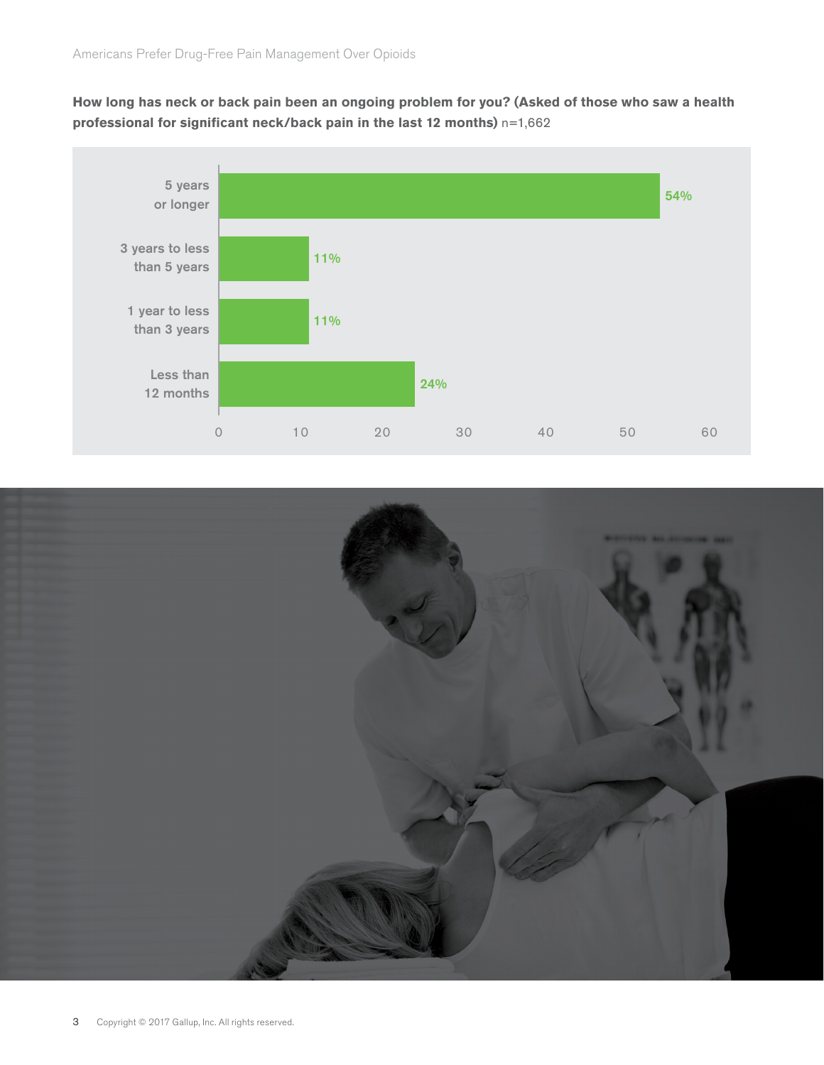**How long has neck or back pain been an ongoing problem for you? (Asked of those who saw a health professional for significant neck/back pain in the last 12 months)** n=1,662

| Duration | % |
|---|---|
| 5 years or longer | 54% |
| 3 years to less than 5 years | 11% |
| 1 year to less than 3 years | 11% |
| Less than 12 months | 24% |

Copyright © 2017 Gallup, Inc. All rights reserved.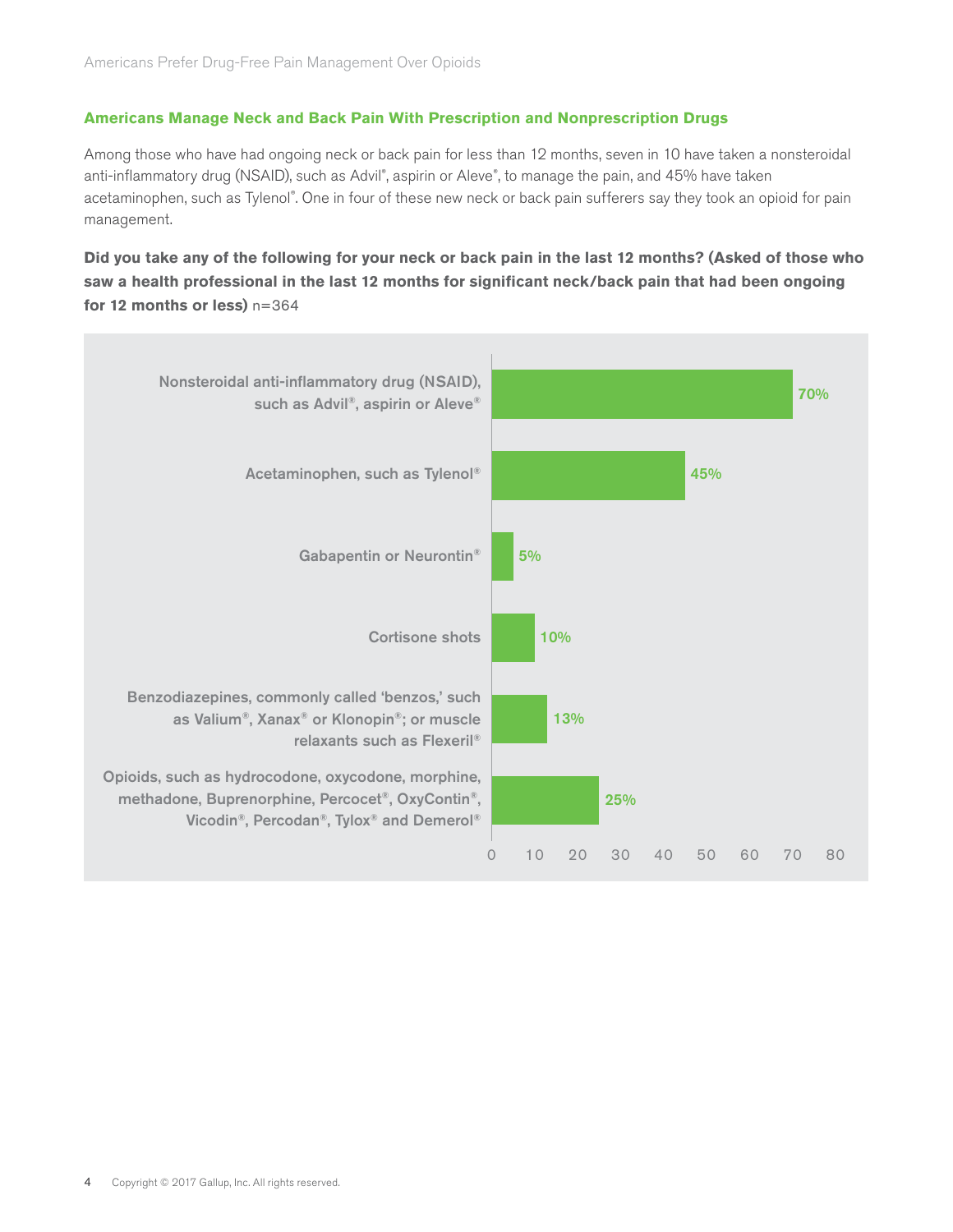## Americans Manage Neck and Back Pain With Prescription and Nonprescription Drugs

Among those who have had ongoing neck or back pain for less than 12 months, seven in 10 have taken a nonsteroidal anti-inflammatory drug (NSAID), such as Advil®, aspirin or Aleve®, to manage the pain, and 45% have taken acetaminophen, such as Tylenol®. One in four of these new neck or back pain sufferers say they took an opioid for pain management.

**Did you take any of the following for your neck or back pain in the last 12 months? (Asked of those who saw a health professional in the last 12 months for significant neck/back pain that had been ongoing for 12 months or less)** n=364

| Treatment | % |
|---|---|
| Nonsteroidal anti-inflammatory drug (NSAID), such as Advil®, aspirin or Aleve® | 70% |
| Acetaminophen, such as Tylenol® | 45% |
| Gabapentin or Neurontin® | 5% |
| Cortisone shots | 10% |
| Benzodiazepines, commonly called 'benzos,' such as Valium®, Xanax® or Klonopin®; or muscle relaxants such as Flexeril® | 13% |
| Opioids, such as hydrocodone, oxycodone, morphine, methadone, Buprenorphine, Percocet®, OxyContin®, Vicodin®, Percodan®, Tylox® and Demerol® | 25% |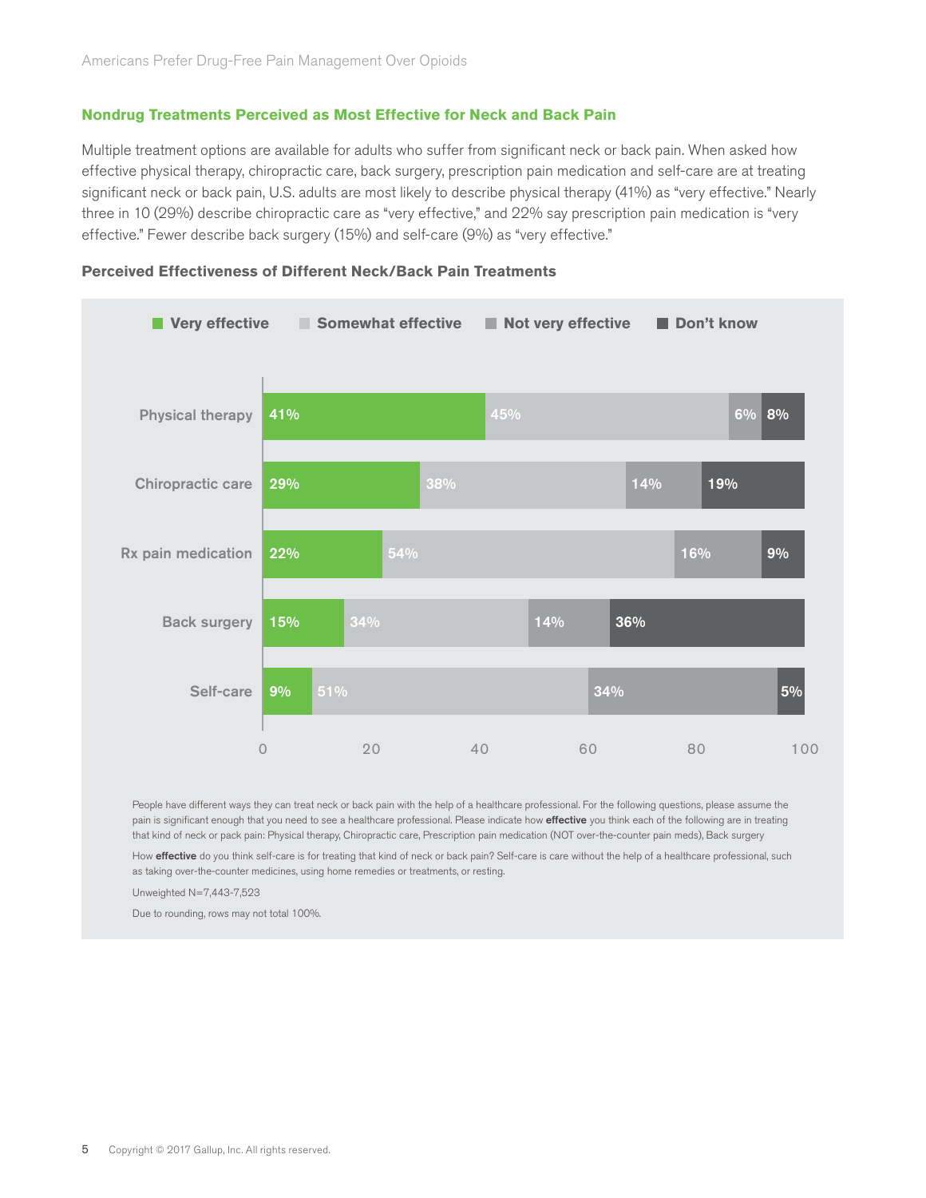## Nondrug Treatments Perceived as Most Effective for Neck and Back Pain

Multiple treatment options are available for adults who suffer from significant neck or back pain. When asked how effective physical therapy, chiropractic care, back surgery, prescription pain medication and self-care are at treating significant neck or back pain, U.S. adults are most likely to describe physical therapy (41%) as "very effective." Nearly three in 10 (29%) describe chiropractic care as "very effective," and 22% say prescription pain medication is "very effective." Fewer describe back surgery (15%) and self-care (9%) as "very effective."

### Perceived Effectiveness of Different Neck/Back Pain Treatments

| | Very effective | Somewhat effective | Not very effective | Don't know |
|---|---|---|---|---|
| Physical therapy | 41% | 45% | 6% | 8% |
| Chiropractic care | 29% | 38% | 14% | 19% |
| Rx pain medication | 22% | 54% | 16% | 9% |
| Back surgery | 15% | 34% | 14% | 36% |
| Self-care | 9% | 51% | 34% | 5% |

People have different ways they can treat neck or back pain with the help of a healthcare professional. For the following questions, please assume the pain is significant enough that you need to see a healthcare professional. Please indicate how **effective** you think each of the following are in treating that kind of neck or pack pain: Physical therapy, Chiropractic care, Prescription pain medication (NOT over-the-counter pain meds), Back surgery

How **effective** do you think self-care is for treating that kind of neck or back pain? Self-care is care without the help of a healthcare professional, such as taking over-the-counter medicines, using home remedies or treatments, or resting.

Unweighted N=7,443-7,523

Due to rounding, rows may not total 100%.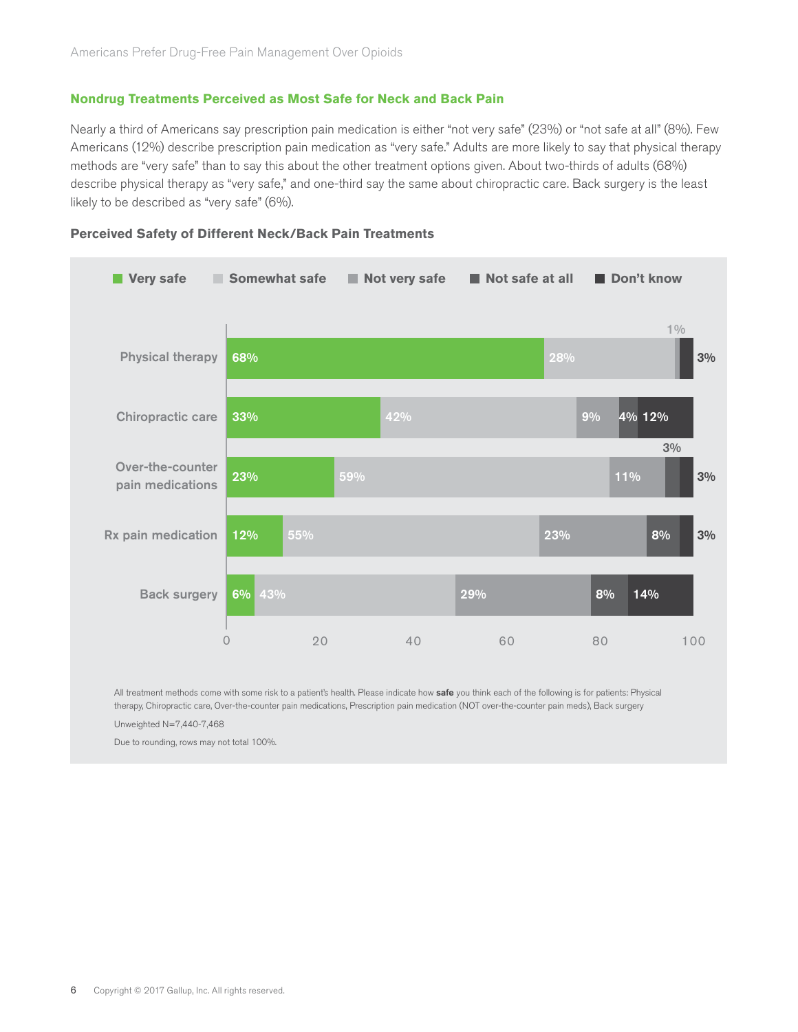## Nondrug Treatments Perceived as Most Safe for Neck and Back Pain

Nearly a third of Americans say prescription pain medication is either "not very safe" (23%) or "not safe at all" (8%). Few Americans (12%) describe prescription pain medication as "very safe." Adults are more likely to say that physical therapy methods are "very safe" than to say this about the other treatment options given. About two-thirds of adults (68%) describe physical therapy as "very safe," and one-third say the same about chiropractic care. Back surgery is the least likely to be described as "very safe" (6%).

### Perceived Safety of Different Neck/Back Pain Treatments

| | Very safe | Somewhat safe | Not very safe | Not safe at all | Don't know |
|---|---|---|---|---|---|
| Physical therapy | 68% | 28% | 1% | | 3% |
| Chiropractic care | 33% | 42% | 9% | 4% | 12% |
| Over-the-counter pain medications | 23% | 59% | 11% | 3% | 3% |
| Rx pain medication | 12% | 55% | 23% | 8% | 3% |
| Back surgery | 6% | 43% | 29% | 8% | 14% |

All treatment methods come with some risk to a patient's health. Please indicate how **safe** you think each of the following is for patients: Physical therapy, Chiropractic care, Over-the-counter pain medications, Prescription pain medication (NOT over-the-counter pain meds), Back surgery

Unweighted N=7,440-7,468

Due to rounding, rows may not total 100%.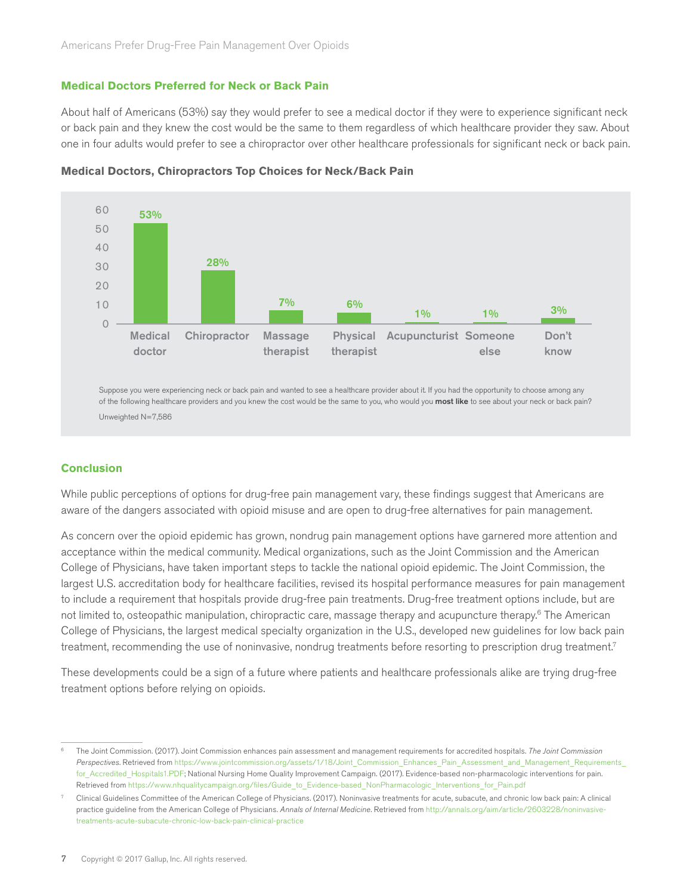## Medical Doctors Preferred for Neck or Back Pain

About half of Americans (53%) say they would prefer to see a medical doctor if they were to experience significant neck or back pain and they knew the cost would be the same to them regardless of which healthcare provider they saw. About one in four adults would prefer to see a chiropractor over other healthcare professionals for significant neck or back pain.

### Medical Doctors, Chiropractors Top Choices for Neck/Back Pain

| Medical doctor | Chiropractor | Massage therapist | Physical therapist | Acupuncturist | Someone else | Don't know |
|---|---|---|---|---|---|---|
| 53% | 28% | 7% | 6% | 1% | 1% | 3% |

Suppose you were experiencing neck or back pain and wanted to see a healthcare provider about it. If you had the opportunity to choose among any of the following healthcare providers and you knew the cost would be the same to you, who would you **most like** to see about your neck or back pain?

Unweighted N=7,586

## Conclusion

While public perceptions of options for drug-free pain management vary, these findings suggest that Americans are aware of the dangers associated with opioid misuse and are open to drug-free alternatives for pain management.

As concern over the opioid epidemic has grown, nondrug pain management options have garnered more attention and acceptance within the medical community. Medical organizations, such as the Joint Commission and the American College of Physicians, have taken important steps to tackle the national opioid epidemic. The Joint Commission, the largest U.S. accreditation body for healthcare facilities, revised its hospital performance measures for pain management to include a requirement that hospitals provide drug-free pain treatments. Drug-free treatment options include, but are not limited to, osteopathic manipulation, chiropractic care, massage therapy and acupuncture therapy.[6] The American College of Physicians, the largest medical specialty organization in the U.S., developed new guidelines for low back pain treatment, recommending the use of noninvasive, nondrug treatments before resorting to prescription drug treatment.[7]

These developments could be a sign of a future where patients and healthcare professionals alike are trying drug-free treatment options before relying on opioids.

---

[6] The Joint Commission. (2017). Joint Commission enhances pain assessment and management requirements for accredited hospitals. *The Joint Commission Perspectives*. Retrieved from https://www.jointcommission.org/assets/1/18/Joint_Commission_Enhances_Pain_Assessment_and_Management_Requirements_for_Accredited_Hospitals1.PDF; National Nursing Home Quality Improvement Campaign. (2017). Evidence-based non-pharmacologic interventions for pain. Retrieved from https://www.nhqualitycampaign.org/files/Guide_to_Evidence-based_NonPharmacologic_Interventions_for_Pain.pdf

[7] Clinical Guidelines Committee of the American College of Physicians. (2017). Noninvasive treatments for acute, subacute, and chronic low back pain: A clinical practice guideline from the American College of Physicians. *Annals of Internal Medicine*. Retrieved from http://annals.org/aim/article/2603228/noninvasive-treatments-acute-subacute-chronic-low-back-pain-clinical-practice

Copyright © 2017 Gallup, Inc. All rights reserved.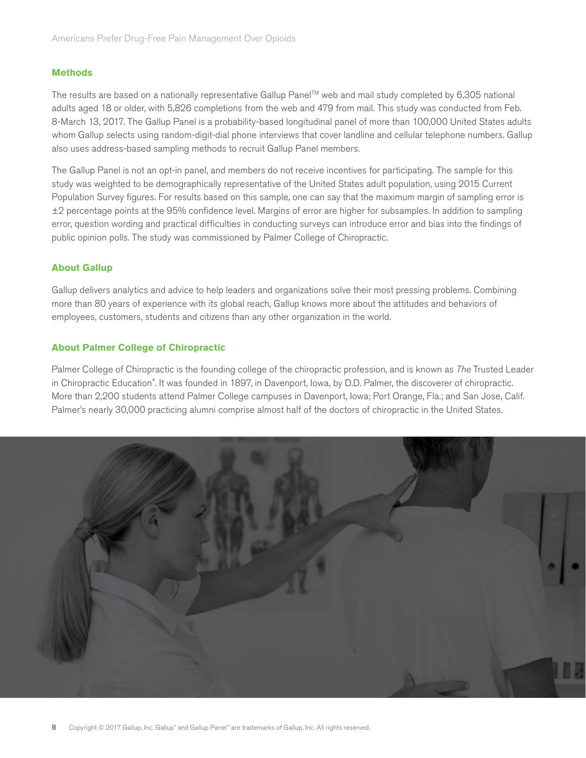## Methods

The results are based on a nationally representative Gallup Panel™ web and mail study completed by 6,305 national adults aged 18 or older, with 5,826 completions from the web and 479 from mail. This study was conducted from Feb. 8-March 13, 2017. The Gallup Panel is a probability-based longitudinal panel of more than 100,000 United States adults whom Gallup selects using random-digit-dial phone interviews that cover landline and cellular telephone numbers. Gallup also uses address-based sampling methods to recruit Gallup Panel members.

The Gallup Panel is not an opt-in panel, and members do not receive incentives for participating. The sample for this study was weighted to be demographically representative of the United States adult population, using 2015 Current Population Survey figures. For results based on this sample, one can say that the maximum margin of sampling error is ±2 percentage points at the 95% confidence level. Margins of error are higher for subsamples. In addition to sampling error, question wording and practical difficulties in conducting surveys can introduce error and bias into the findings of public opinion polls. The study was commissioned by Palmer College of Chiropractic.

## About Gallup

Gallup delivers analytics and advice to help leaders and organizations solve their most pressing problems. Combining more than 80 years of experience with its global reach, Gallup knows more about the attitudes and behaviors of employees, customers, students and citizens than any other organization in the world.

## About Palmer College of Chiropractic

Palmer College of Chiropractic is the founding college of the chiropractic profession, and is known as *The* Trusted Leader in Chiropractic Education®. It was founded in 1897, in Davenport, Iowa, by D.D. Palmer, the discoverer of chiropractic. More than 2,200 students attend Palmer College campuses in Davenport, Iowa; Port Orange, Fla.; and San Jose, Calif. Palmer's nearly 30,000 practicing alumni comprise almost half of the doctors of chiropractic in the United States.

Copyright © 2017 Gallup, Inc. Gallup® and Gallup Panel™ are trademarks of Gallup, Inc. All rights reserved.